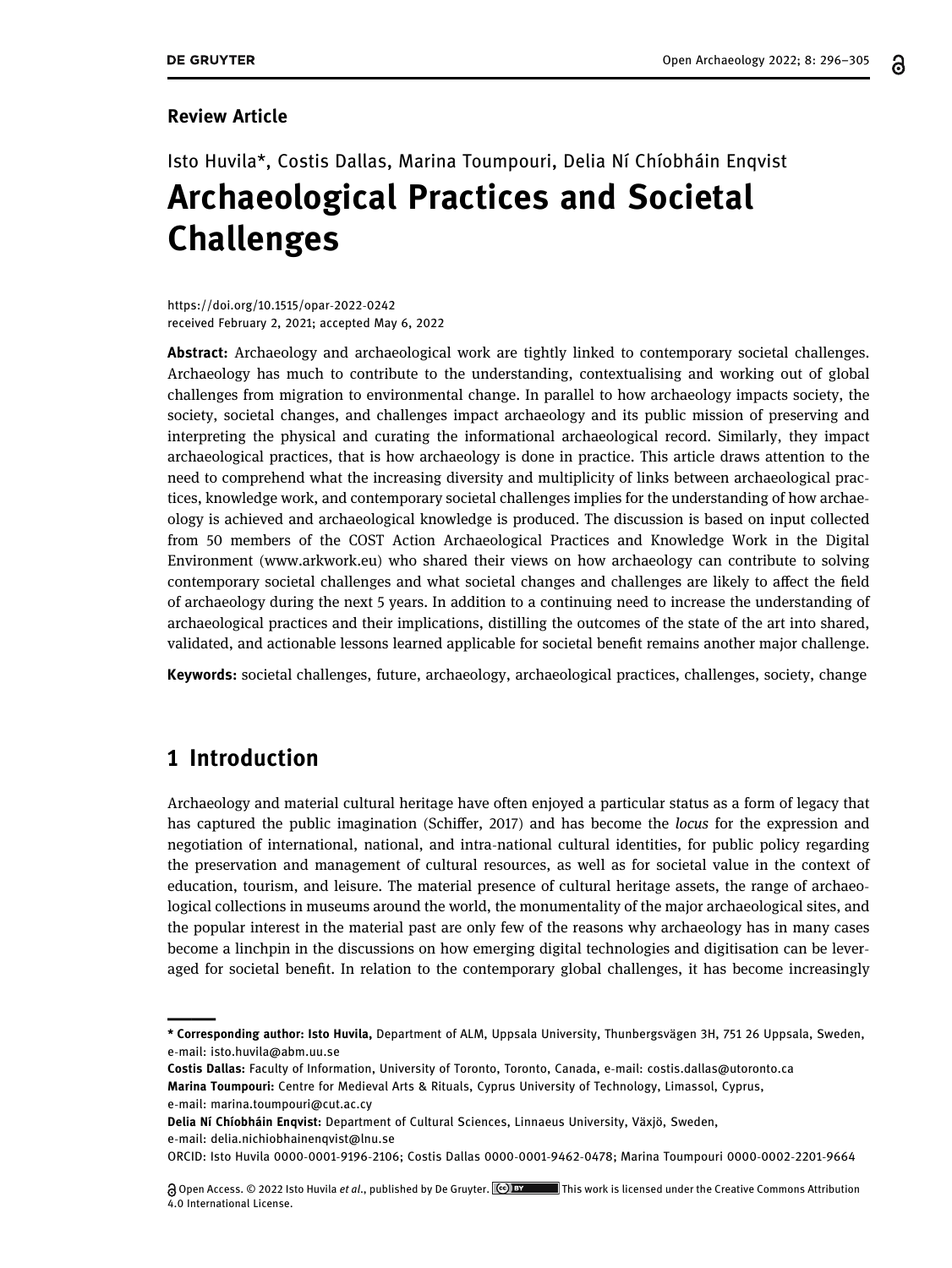**Review Article**

Isto Huvila*, Costis Dallas, Marina Toumpouri, Delia Ní Chíobháin Enqvist

# Archaeological Practices and Societal Challenges

https://doi.org/10.1515/opar-2022-0242
received February 2, 2021; accepted May 6, 2022

**Abstract:** Archaeology and archaeological work are tightly linked to contemporary societal challenges. Archaeology has much to contribute to the understanding, contextualising and working out of global challenges from migration to environmental change. In parallel to how archaeology impacts society, the society, societal changes, and challenges impact archaeology and its public mission of preserving and interpreting the physical and curating the informational archaeological record. Similarly, they impact archaeological practices, that is how archaeology is done in practice. This article draws attention to the need to comprehend what the increasing diversity and multiplicity of links between archaeological practices, knowledge work, and contemporary societal challenges implies for the understanding of how archaeology is achieved and archaeological knowledge is produced. The discussion is based on input collected from 50 members of the COST Action Archaeological Practices and Knowledge Work in the Digital Environment (www.arkwork.eu) who shared their views on how archaeology can contribute to solving contemporary societal challenges and what societal changes and challenges are likely to affect the field of archaeology during the next 5 years. In addition to a continuing need to increase the understanding of archaeological practices and their implications, distilling the outcomes of the state of the art into shared, validated, and actionable lessons learned applicable for societal benefit remains another major challenge.

**Keywords:** societal challenges, future, archaeology, archaeological practices, challenges, society, change

## 1 Introduction

Archaeology and material cultural heritage have often enjoyed a particular status as a form of legacy that has captured the public imagination (Schiffer, 2017) and has become the *locus* for the expression and negotiation of international, national, and intra-national cultural identities, for public policy regarding the preservation and management of cultural resources, as well as for societal value in the context of education, tourism, and leisure. The material presence of cultural heritage assets, the range of archaeological collections in museums around the world, the monumentality of the major archaeological sites, and the popular interest in the material past are only few of the reasons why archaeology has in many cases become a linchpin in the discussions on how emerging digital technologies and digitisation can be leveraged for societal benefit. In relation to the contemporary global challenges, it has become increasingly

---

**\* Corresponding author: Isto Huvila,** Department of ALM, Uppsala University, Thunbergsvägen 3H, 751 26 Uppsala, Sweden, e-mail: isto.huvila@abm.uu.se

**Costis Dallas:** Faculty of Information, University of Toronto, Toronto, Canada, e-mail: costis.dallas@utoronto.ca

**Marina Toumpouri:** Centre for Medieval Arts & Rituals, Cyprus University of Technology, Limassol, Cyprus, e-mail: marina.toumpouri@cut.ac.cy

**Delia Ní Chíobháin Enqvist:** Department of Cultural Sciences, Linnaeus University, Växjö, Sweden, e-mail: delia.nichiobhainenqvist@lnu.se

ORCID: Isto Huvila 0000-0001-9196-2106; Costis Dallas 0000-0001-9462-0478; Marina Toumpouri 0000-0002-2201-9664

Open Access. © 2022 Isto Huvila *et al.*, published by De Gruyter. This work is licensed under the Creative Commons Attribution 4.0 International License.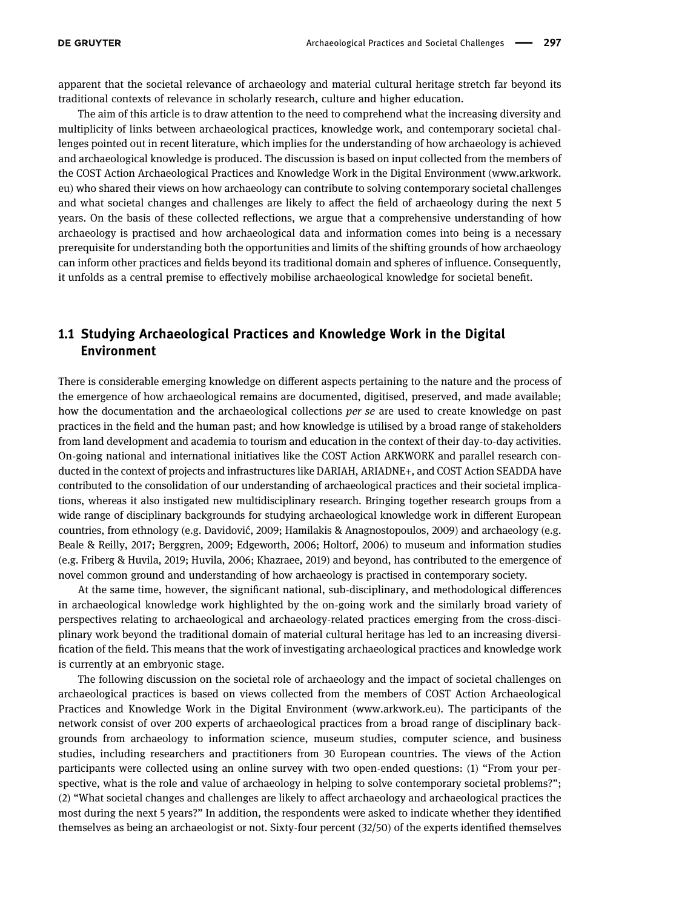apparent that the societal relevance of archaeology and material cultural heritage stretch far beyond its traditional contexts of relevance in scholarly research, culture and higher education.

The aim of this article is to draw attention to the need to comprehend what the increasing diversity and multiplicity of links between archaeological practices, knowledge work, and contemporary societal challenges pointed out in recent literature, which implies for the understanding of how archaeology is achieved and archaeological knowledge is produced. The discussion is based on input collected from the members of the COST Action Archaeological Practices and Knowledge Work in the Digital Environment (www.arkwork.eu) who shared their views on how archaeology can contribute to solving contemporary societal challenges and what societal changes and challenges are likely to affect the field of archaeology during the next 5 years. On the basis of these collected reflections, we argue that a comprehensive understanding of how archaeology is practised and how archaeological data and information comes into being is a necessary prerequisite for understanding both the opportunities and limits of the shifting grounds of how archaeology can inform other practices and fields beyond its traditional domain and spheres of influence. Consequently, it unfolds as a central premise to effectively mobilise archaeological knowledge for societal benefit.

## 1.1 Studying Archaeological Practices and Knowledge Work in the Digital Environment

There is considerable emerging knowledge on different aspects pertaining to the nature and the process of the emergence of how archaeological remains are documented, digitised, preserved, and made available; how the documentation and the archaeological collections *per se* are used to create knowledge on past practices in the field and the human past; and how knowledge is utilised by a broad range of stakeholders from land development and academia to tourism and education in the context of their day-to-day activities. On-going national and international initiatives like the COST Action ARKWORK and parallel research conducted in the context of projects and infrastructures like DARIAH, ARIADNE+, and COST Action SEADDA have contributed to the consolidation of our understanding of archaeological practices and their societal implications, whereas it also instigated new multidisciplinary research. Bringing together research groups from a wide range of disciplinary backgrounds for studying archaeological knowledge work in different European countries, from ethnology (e.g. Davidović, 2009; Hamilakis & Anagnostopoulos, 2009) and archaeology (e.g. Beale & Reilly, 2017; Berggren, 2009; Edgeworth, 2006; Holtorf, 2006) to museum and information studies (e.g. Friberg & Huvila, 2019; Huvila, 2006; Khazraee, 2019) and beyond, has contributed to the emergence of novel common ground and understanding of how archaeology is practised in contemporary society.

At the same time, however, the significant national, sub-disciplinary, and methodological differences in archaeological knowledge work highlighted by the on-going work and the similarly broad variety of perspectives relating to archaeological and archaeology-related practices emerging from the cross-disciplinary work beyond the traditional domain of material cultural heritage has led to an increasing diversification of the field. This means that the work of investigating archaeological practices and knowledge work is currently at an embryonic stage.

The following discussion on the societal role of archaeology and the impact of societal challenges on archaeological practices is based on views collected from the members of COST Action Archaeological Practices and Knowledge Work in the Digital Environment (www.arkwork.eu). The participants of the network consist of over 200 experts of archaeological practices from a broad range of disciplinary backgrounds from archaeology to information science, museum studies, computer science, and business studies, including researchers and practitioners from 30 European countries. The views of the Action participants were collected using an online survey with two open-ended questions: (1) "From your perspective, what is the role and value of archaeology in helping to solve contemporary societal problems?"; (2) "What societal changes and challenges are likely to affect archaeology and archaeological practices the most during the next 5 years?" In addition, the respondents were asked to indicate whether they identified themselves as being an archaeologist or not. Sixty-four percent (32/50) of the experts identified themselves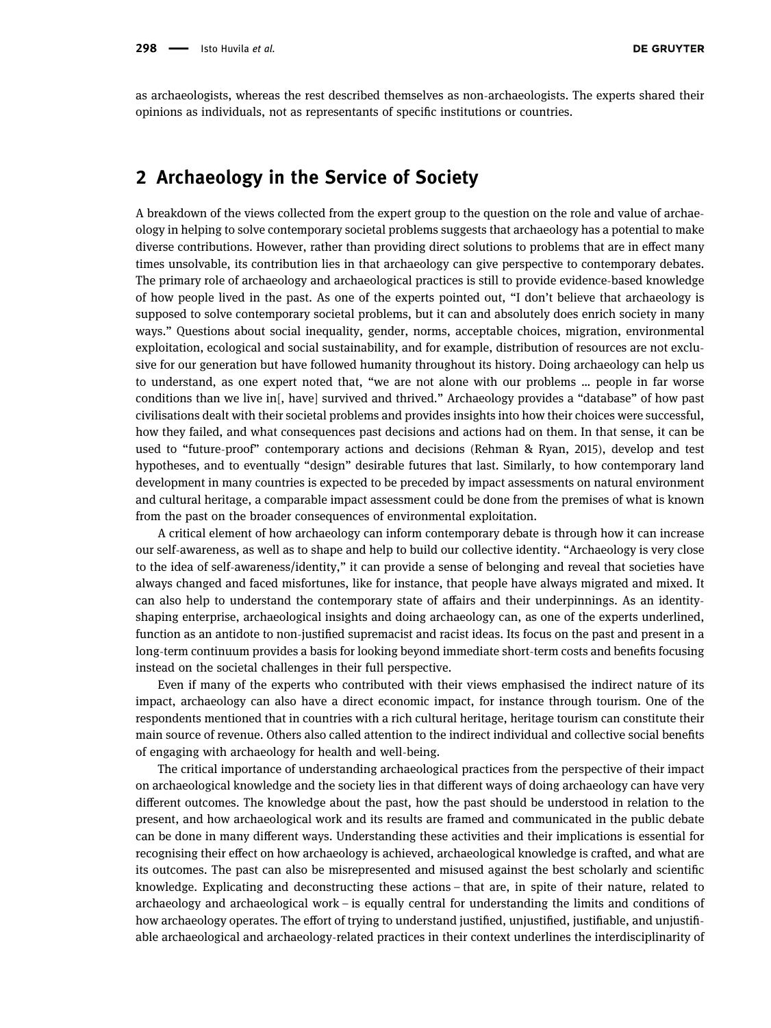as archaeologists, whereas the rest described themselves as non-archaeologists. The experts shared their opinions as individuals, not as representants of specific institutions or countries.

## 2 Archaeology in the Service of Society

A breakdown of the views collected from the expert group to the question on the role and value of archaeology in helping to solve contemporary societal problems suggests that archaeology has a potential to make diverse contributions. However, rather than providing direct solutions to problems that are in effect many times unsolvable, its contribution lies in that archaeology can give perspective to contemporary debates. The primary role of archaeology and archaeological practices is still to provide evidence-based knowledge of how people lived in the past. As one of the experts pointed out, "I don't believe that archaeology is supposed to solve contemporary societal problems, but it can and absolutely does enrich society in many ways." Questions about social inequality, gender, norms, acceptable choices, migration, environmental exploitation, ecological and social sustainability, and for example, distribution of resources are not exclusive for our generation but have followed humanity throughout its history. Doing archaeology can help us to understand, as one expert noted that, "we are not alone with our problems … people in far worse conditions than we live in[, have] survived and thrived." Archaeology provides a "database" of how past civilisations dealt with their societal problems and provides insights into how their choices were successful, how they failed, and what consequences past decisions and actions had on them. In that sense, it can be used to "future-proof" contemporary actions and decisions (Rehman & Ryan, 2015), develop and test hypotheses, and to eventually "design" desirable futures that last. Similarly, to how contemporary land development in many countries is expected to be preceded by impact assessments on natural environment and cultural heritage, a comparable impact assessment could be done from the premises of what is known from the past on the broader consequences of environmental exploitation.

A critical element of how archaeology can inform contemporary debate is through how it can increase our self-awareness, as well as to shape and help to build our collective identity. "Archaeology is very close to the idea of self-awareness/identity," it can provide a sense of belonging and reveal that societies have always changed and faced misfortunes, like for instance, that people have always migrated and mixed. It can also help to understand the contemporary state of affairs and their underpinnings. As an identity-shaping enterprise, archaeological insights and doing archaeology can, as one of the experts underlined, function as an antidote to non-justified supremacist and racist ideas. Its focus on the past and present in a long-term continuum provides a basis for looking beyond immediate short-term costs and benefits focusing instead on the societal challenges in their full perspective.

Even if many of the experts who contributed with their views emphasised the indirect nature of its impact, archaeology can also have a direct economic impact, for instance through tourism. One of the respondents mentioned that in countries with a rich cultural heritage, heritage tourism can constitute their main source of revenue. Others also called attention to the indirect individual and collective social benefits of engaging with archaeology for health and well-being.

The critical importance of understanding archaeological practices from the perspective of their impact on archaeological knowledge and the society lies in that different ways of doing archaeology can have very different outcomes. The knowledge about the past, how the past should be understood in relation to the present, and how archaeological work and its results are framed and communicated in the public debate can be done in many different ways. Understanding these activities and their implications is essential for recognising their effect on how archaeology is achieved, archaeological knowledge is crafted, and what are its outcomes. The past can also be misrepresented and misused against the best scholarly and scientific knowledge. Explicating and deconstructing these actions – that are, in spite of their nature, related to archaeology and archaeological work – is equally central for understanding the limits and conditions of how archaeology operates. The effort of trying to understand justified, unjustified, justifiable, and unjustifiable archaeological and archaeology-related practices in their context underlines the interdisciplinarity of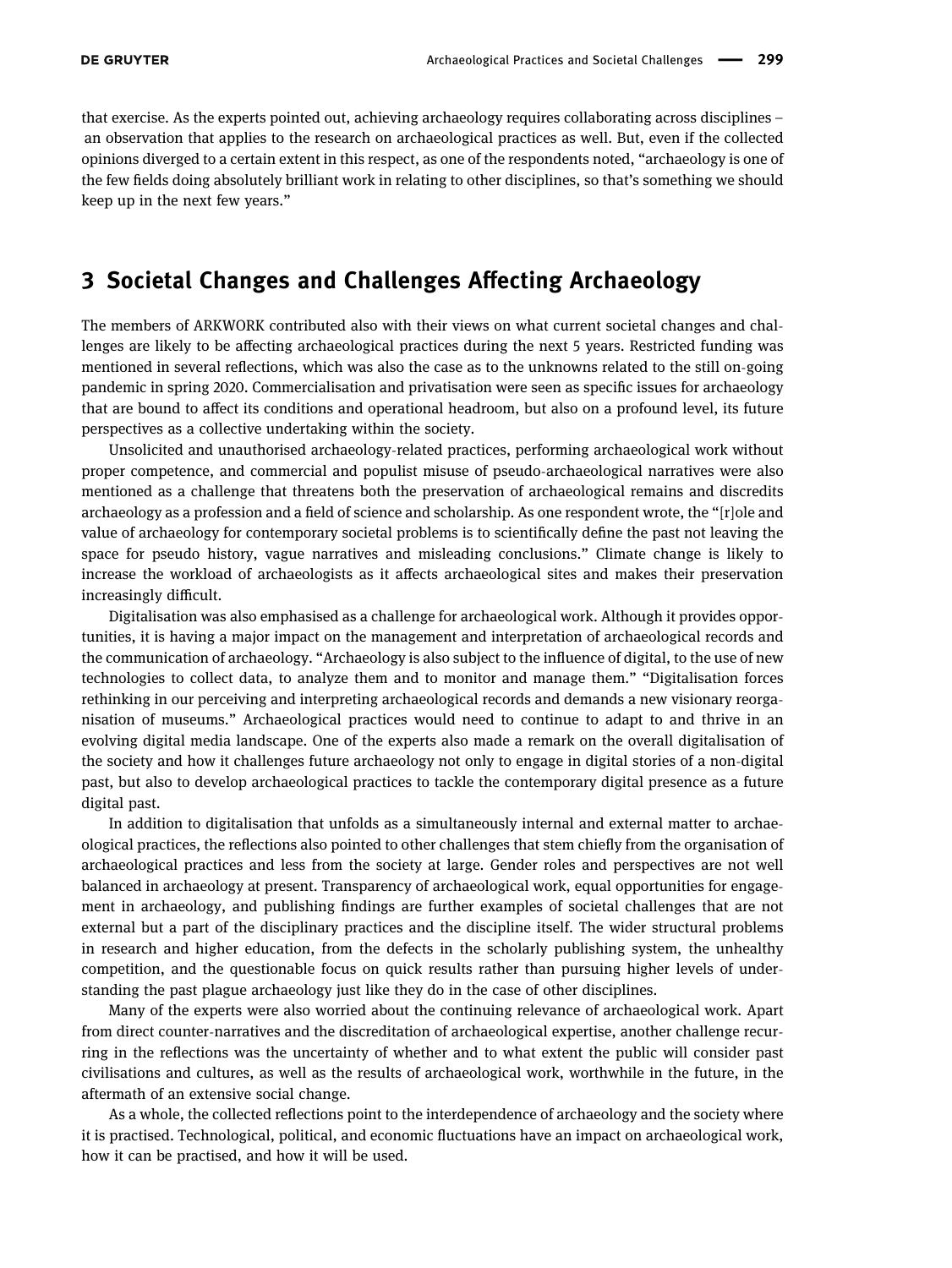that exercise. As the experts pointed out, achieving archaeology requires collaborating across disciplines – an observation that applies to the research on archaeological practices as well. But, even if the collected opinions diverged to a certain extent in this respect, as one of the respondents noted, "archaeology is one of the few fields doing absolutely brilliant work in relating to other disciplines, so that's something we should keep up in the next few years."

## 3 Societal Changes and Challenges Affecting Archaeology

The members of ARKWORK contributed also with their views on what current societal changes and challenges are likely to be affecting archaeological practices during the next 5 years. Restricted funding was mentioned in several reflections, which was also the case as to the unknowns related to the still on-going pandemic in spring 2020. Commercialisation and privatisation were seen as specific issues for archaeology that are bound to affect its conditions and operational headroom, but also on a profound level, its future perspectives as a collective undertaking within the society.

Unsolicited and unauthorised archaeology-related practices, performing archaeological work without proper competence, and commercial and populist misuse of pseudo-archaeological narratives were also mentioned as a challenge that threatens both the preservation of archaeological remains and discredits archaeology as a profession and a field of science and scholarship. As one respondent wrote, the "[r]ole and value of archaeology for contemporary societal problems is to scientifically define the past not leaving the space for pseudo history, vague narratives and misleading conclusions." Climate change is likely to increase the workload of archaeologists as it affects archaeological sites and makes their preservation increasingly difficult.

Digitalisation was also emphasised as a challenge for archaeological work. Although it provides opportunities, it is having a major impact on the management and interpretation of archaeological records and the communication of archaeology. "Archaeology is also subject to the influence of digital, to the use of new technologies to collect data, to analyze them and to monitor and manage them." "Digitalisation forces rethinking in our perceiving and interpreting archaeological records and demands a new visionary reorganisation of museums." Archaeological practices would need to continue to adapt to and thrive in an evolving digital media landscape. One of the experts also made a remark on the overall digitalisation of the society and how it challenges future archaeology not only to engage in digital stories of a non-digital past, but also to develop archaeological practices to tackle the contemporary digital presence as a future digital past.

In addition to digitalisation that unfolds as a simultaneously internal and external matter to archaeological practices, the reflections also pointed to other challenges that stem chiefly from the organisation of archaeological practices and less from the society at large. Gender roles and perspectives are not well balanced in archaeology at present. Transparency of archaeological work, equal opportunities for engagement in archaeology, and publishing findings are further examples of societal challenges that are not external but a part of the disciplinary practices and the discipline itself. The wider structural problems in research and higher education, from the defects in the scholarly publishing system, the unhealthy competition, and the questionable focus on quick results rather than pursuing higher levels of understanding the past plague archaeology just like they do in the case of other disciplines.

Many of the experts were also worried about the continuing relevance of archaeological work. Apart from direct counter-narratives and the discreditation of archaeological expertise, another challenge recurring in the reflections was the uncertainty of whether and to what extent the public will consider past civilisations and cultures, as well as the results of archaeological work, worthwhile in the future, in the aftermath of an extensive social change.

As a whole, the collected reflections point to the interdependence of archaeology and the society where it is practised. Technological, political, and economic fluctuations have an impact on archaeological work, how it can be practised, and how it will be used.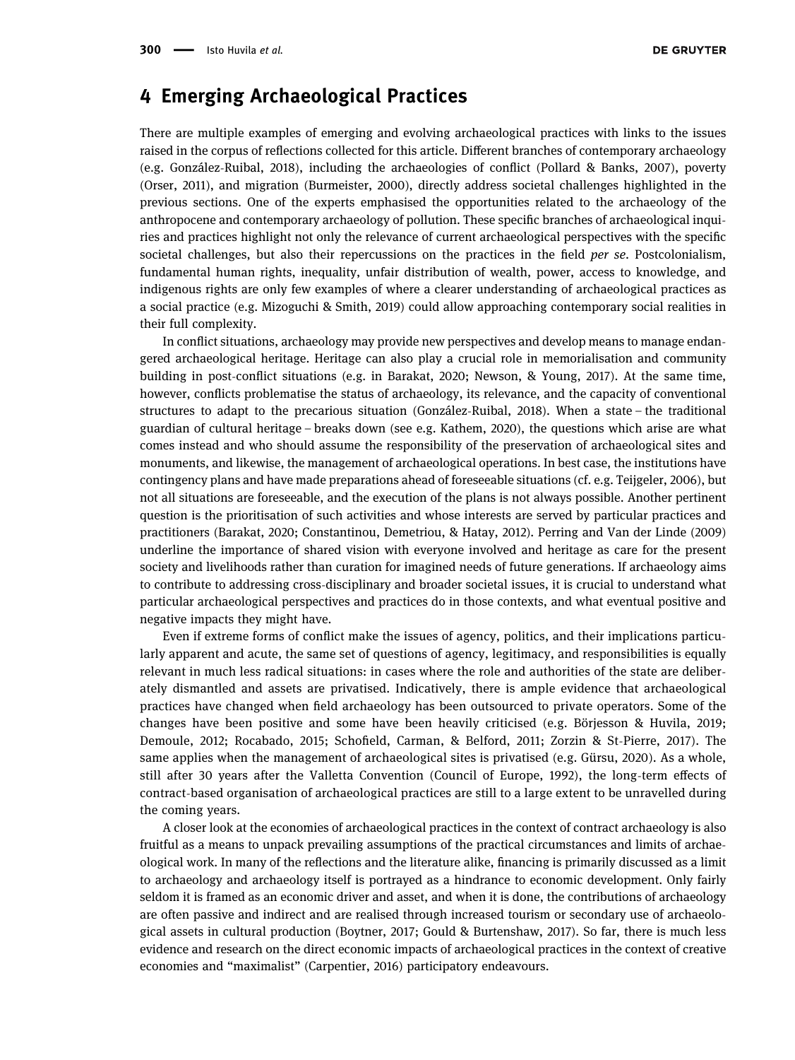# 4 Emerging Archaeological Practices

There are multiple examples of emerging and evolving archaeological practices with links to the issues raised in the corpus of reflections collected for this article. Different branches of contemporary archaeology (e.g. González-Ruibal, 2018), including the archaeologies of conflict (Pollard & Banks, 2007), poverty (Orser, 2011), and migration (Burmeister, 2000), directly address societal challenges highlighted in the previous sections. One of the experts emphasised the opportunities related to the archaeology of the anthropocene and contemporary archaeology of pollution. These specific branches of archaeological inquiries and practices highlight not only the relevance of current archaeological perspectives with the specific societal challenges, but also their repercussions on the practices in the field *per se*. Postcolonialism, fundamental human rights, inequality, unfair distribution of wealth, power, access to knowledge, and indigenous rights are only few examples of where a clearer understanding of archaeological practices as a social practice (e.g. Mizoguchi & Smith, 2019) could allow approaching contemporary social realities in their full complexity.

In conflict situations, archaeology may provide new perspectives and develop means to manage endangered archaeological heritage. Heritage can also play a crucial role in memorialisation and community building in post-conflict situations (e.g. in Barakat, 2020; Newson, & Young, 2017). At the same time, however, conflicts problematise the status of archaeology, its relevance, and the capacity of conventional structures to adapt to the precarious situation (González-Ruibal, 2018). When a state – the traditional guardian of cultural heritage – breaks down (see e.g. Kathem, 2020), the questions which arise are what comes instead and who should assume the responsibility of the preservation of archaeological sites and monuments, and likewise, the management of archaeological operations. In best case, the institutions have contingency plans and have made preparations ahead of foreseeable situations (cf. e.g. Teijgeler, 2006), but not all situations are foreseeable, and the execution of the plans is not always possible. Another pertinent question is the prioritisation of such activities and whose interests are served by particular practices and practitioners (Barakat, 2020; Constantinou, Demetriou, & Hatay, 2012). Perring and Van der Linde (2009) underline the importance of shared vision with everyone involved and heritage as care for the present society and livelihoods rather than curation for imagined needs of future generations. If archaeology aims to contribute to addressing cross-disciplinary and broader societal issues, it is crucial to understand what particular archaeological perspectives and practices do in those contexts, and what eventual positive and negative impacts they might have.

Even if extreme forms of conflict make the issues of agency, politics, and their implications particularly apparent and acute, the same set of questions of agency, legitimacy, and responsibilities is equally relevant in much less radical situations: in cases where the role and authorities of the state are deliberately dismantled and assets are privatised. Indicatively, there is ample evidence that archaeological practices have changed when field archaeology has been outsourced to private operators. Some of the changes have been positive and some have been heavily criticised (e.g. Börjesson & Huvila, 2019; Demoule, 2012; Rocabado, 2015; Schofield, Carman, & Belford, 2011; Zorzin & St-Pierre, 2017). The same applies when the management of archaeological sites is privatised (e.g. Gürsu, 2020). As a whole, still after 30 years after the Valletta Convention (Council of Europe, 1992), the long-term effects of contract-based organisation of archaeological practices are still to a large extent to be unravelled during the coming years.

A closer look at the economies of archaeological practices in the context of contract archaeology is also fruitful as a means to unpack prevailing assumptions of the practical circumstances and limits of archaeological work. In many of the reflections and the literature alike, financing is primarily discussed as a limit to archaeology and archaeology itself is portrayed as a hindrance to economic development. Only fairly seldom it is framed as an economic driver and asset, and when it is done, the contributions of archaeology are often passive and indirect and are realised through increased tourism or secondary use of archaeological assets in cultural production (Boytner, 2017; Gould & Burtenshaw, 2017). So far, there is much less evidence and research on the direct economic impacts of archaeological practices in the context of creative economies and "maximalist" (Carpentier, 2016) participatory endeavours.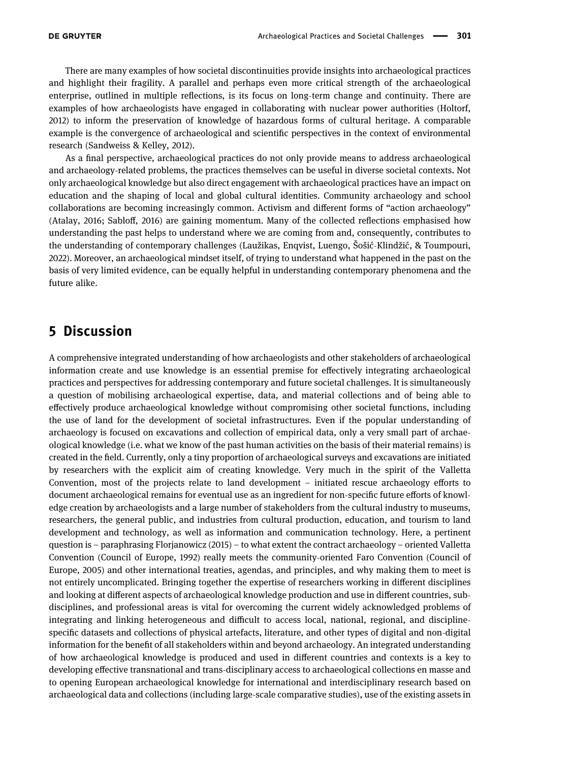There are many examples of how societal discontinuities provide insights into archaeological practices and highlight their fragility. A parallel and perhaps even more critical strength of the archaeological enterprise, outlined in multiple reflections, is its focus on long-term change and continuity. There are examples of how archaeologists have engaged in collaborating with nuclear power authorities (Holtorf, 2012) to inform the preservation of knowledge of hazardous forms of cultural heritage. A comparable example is the convergence of archaeological and scientific perspectives in the context of environmental research (Sandweiss & Kelley, 2012).

As a final perspective, archaeological practices do not only provide means to address archaeological and archaeology-related problems, the practices themselves can be useful in diverse societal contexts. Not only archaeological knowledge but also direct engagement with archaeological practices have an impact on education and the shaping of local and global cultural identities. Community archaeology and school collaborations are becoming increasingly common. Activism and different forms of "action archaeology" (Atalay, 2016; Sabloff, 2016) are gaining momentum. Many of the collected reflections emphasised how understanding the past helps to understand where we are coming from and, consequently, contributes to the understanding of contemporary challenges (Laužikas, Enqvist, Luengo, Šošić-Klindžić, & Toumpouri, 2022). Moreover, an archaeological mindset itself, of trying to understand what happened in the past on the basis of very limited evidence, can be equally helpful in understanding contemporary phenomena and the future alike.

## 5 Discussion

A comprehensive integrated understanding of how archaeologists and other stakeholders of archaeological information create and use knowledge is an essential premise for effectively integrating archaeological practices and perspectives for addressing contemporary and future societal challenges. It is simultaneously a question of mobilising archaeological expertise, data, and material collections and of being able to effectively produce archaeological knowledge without compromising other societal functions, including the use of land for the development of societal infrastructures. Even if the popular understanding of archaeology is focused on excavations and collection of empirical data, only a very small part of archaeological knowledge (i.e. what we know of the past human activities on the basis of their material remains) is created in the field. Currently, only a tiny proportion of archaeological surveys and excavations are initiated by researchers with the explicit aim of creating knowledge. Very much in the spirit of the Valletta Convention, most of the projects relate to land development – initiated rescue archaeology efforts to document archaeological remains for eventual use as an ingredient for non-specific future efforts of knowledge creation by archaeologists and a large number of stakeholders from the cultural industry to museums, researchers, the general public, and industries from cultural production, education, and tourism to land development and technology, as well as information and communication technology. Here, a pertinent question is – paraphrasing Florjanowicz (2015) – to what extent the contract archaeology – oriented Valletta Convention (Council of Europe, 1992) really meets the community-oriented Faro Convention (Council of Europe, 2005) and other international treaties, agendas, and principles, and why making them to meet is not entirely uncomplicated. Bringing together the expertise of researchers working in different disciplines and looking at different aspects of archaeological knowledge production and use in different countries, subdisciplines, and professional areas is vital for overcoming the current widely acknowledged problems of integrating and linking heterogeneous and difficult to access local, national, regional, and discipline-specific datasets and collections of physical artefacts, literature, and other types of digital and non-digital information for the benefit of all stakeholders within and beyond archaeology. An integrated understanding of how archaeological knowledge is produced and used in different countries and contexts is a key to developing effective transnational and trans-disciplinary access to archaeological collections en masse and to opening European archaeological knowledge for international and interdisciplinary research based on archaeological data and collections (including large-scale comparative studies), use of the existing assets in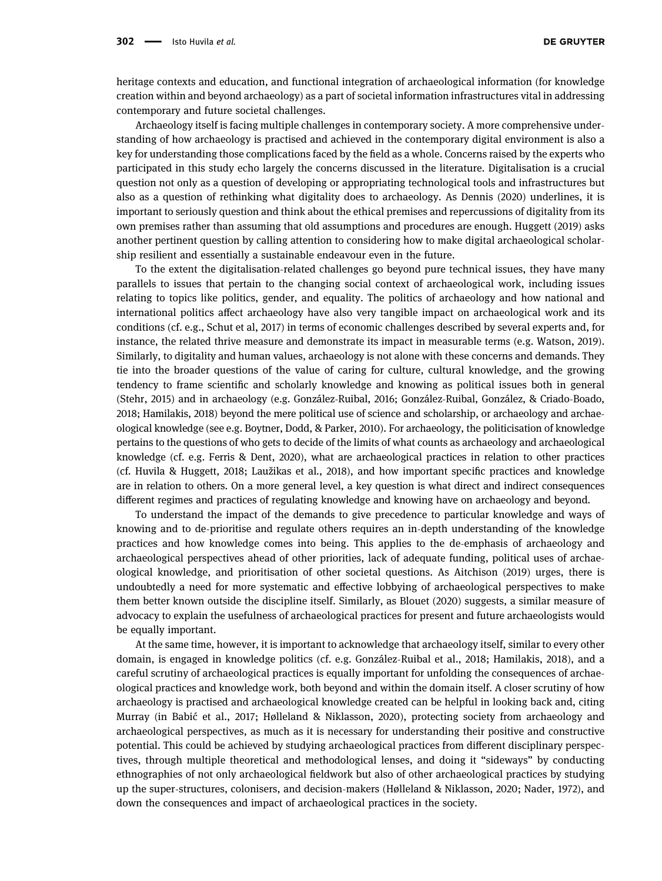heritage contexts and education, and functional integration of archaeological information (for knowledge creation within and beyond archaeology) as a part of societal information infrastructures vital in addressing contemporary and future societal challenges.

Archaeology itself is facing multiple challenges in contemporary society. A more comprehensive understanding of how archaeology is practised and achieved in the contemporary digital environment is also a key for understanding those complications faced by the field as a whole. Concerns raised by the experts who participated in this study echo largely the concerns discussed in the literature. Digitalisation is a crucial question not only as a question of developing or appropriating technological tools and infrastructures but also as a question of rethinking what digitality does to archaeology. As Dennis (2020) underlines, it is important to seriously question and think about the ethical premises and repercussions of digitality from its own premises rather than assuming that old assumptions and procedures are enough. Huggett (2019) asks another pertinent question by calling attention to considering how to make digital archaeological scholarship resilient and essentially a sustainable endeavour even in the future.

To the extent the digitalisation-related challenges go beyond pure technical issues, they have many parallels to issues that pertain to the changing social context of archaeological work, including issues relating to topics like politics, gender, and equality. The politics of archaeology and how national and international politics affect archaeology have also very tangible impact on archaeological work and its conditions (cf. e.g., Schut et al, 2017) in terms of economic challenges described by several experts and, for instance, the related thrive measure and demonstrate its impact in measurable terms (e.g. Watson, 2019). Similarly, to digitality and human values, archaeology is not alone with these concerns and demands. They tie into the broader questions of the value of caring for culture, cultural knowledge, and the growing tendency to frame scientific and scholarly knowledge and knowing as political issues both in general (Stehr, 2015) and in archaeology (e.g. González-Ruibal, 2016; González-Ruibal, González, & Criado-Boado, 2018; Hamilakis, 2018) beyond the mere political use of science and scholarship, or archaeology and archaeological knowledge (see e.g. Boytner, Dodd, & Parker, 2010). For archaeology, the politicisation of knowledge pertains to the questions of who gets to decide of the limits of what counts as archaeology and archaeological knowledge (cf. e.g. Ferris & Dent, 2020), what are archaeological practices in relation to other practices (cf. Huvila & Huggett, 2018; Laužikas et al., 2018), and how important specific practices and knowledge are in relation to others. On a more general level, a key question is what direct and indirect consequences different regimes and practices of regulating knowledge and knowing have on archaeology and beyond.

To understand the impact of the demands to give precedence to particular knowledge and ways of knowing and to de-prioritise and regulate others requires an in-depth understanding of the knowledge practices and how knowledge comes into being. This applies to the de-emphasis of archaeology and archaeological perspectives ahead of other priorities, lack of adequate funding, political uses of archaeological knowledge, and prioritisation of other societal questions. As Aitchison (2019) urges, there is undoubtedly a need for more systematic and effective lobbying of archaeological perspectives to make them better known outside the discipline itself. Similarly, as Blouet (2020) suggests, a similar measure of advocacy to explain the usefulness of archaeological practices for present and future archaeologists would be equally important.

At the same time, however, it is important to acknowledge that archaeology itself, similar to every other domain, is engaged in knowledge politics (cf. e.g. González-Ruibal et al., 2018; Hamilakis, 2018), and a careful scrutiny of archaeological practices is equally important for unfolding the consequences of archaeological practices and knowledge work, both beyond and within the domain itself. A closer scrutiny of how archaeology is practised and archaeological knowledge created can be helpful in looking back and, citing Murray (in Babić et al., 2017; Hølleland & Niklasson, 2020), protecting society from archaeology and archaeological perspectives, as much as it is necessary for understanding their positive and constructive potential. This could be achieved by studying archaeological practices from different disciplinary perspectives, through multiple theoretical and methodological lenses, and doing it "sideways" by conducting ethnographies of not only archaeological fieldwork but also of other archaeological practices by studying up the super-structures, colonisers, and decision-makers (Hølleland & Niklasson, 2020; Nader, 1972), and down the consequences and impact of archaeological practices in the society.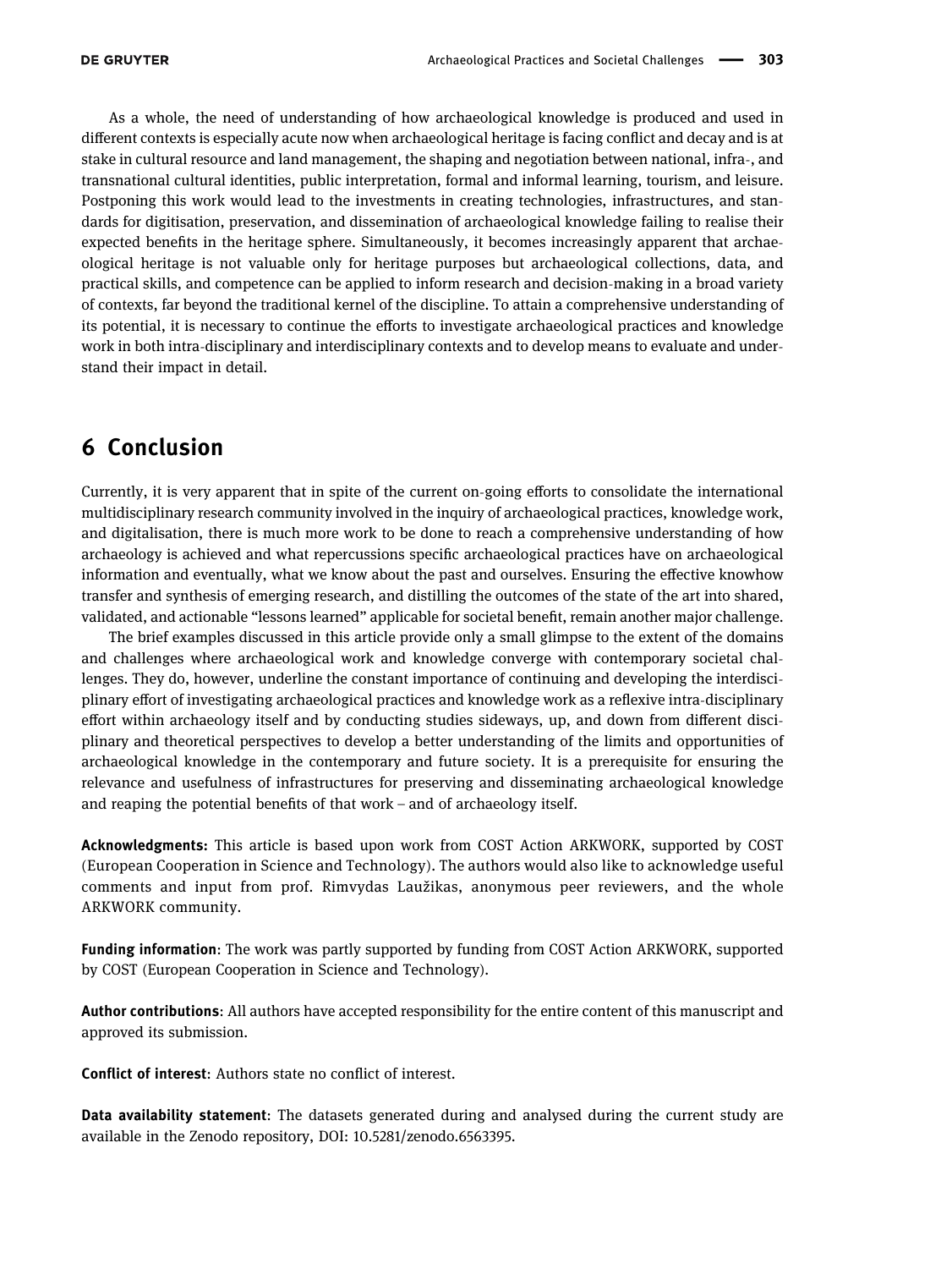As a whole, the need of understanding of how archaeological knowledge is produced and used in different contexts is especially acute now when archaeological heritage is facing conflict and decay and is at stake in cultural resource and land management, the shaping and negotiation between national, infra-, and transnational cultural identities, public interpretation, formal and informal learning, tourism, and leisure. Postponing this work would lead to the investments in creating technologies, infrastructures, and standards for digitisation, preservation, and dissemination of archaeological knowledge failing to realise their expected benefits in the heritage sphere. Simultaneously, it becomes increasingly apparent that archaeological heritage is not valuable only for heritage purposes but archaeological collections, data, and practical skills, and competence can be applied to inform research and decision-making in a broad variety of contexts, far beyond the traditional kernel of the discipline. To attain a comprehensive understanding of its potential, it is necessary to continue the efforts to investigate archaeological practices and knowledge work in both intra-disciplinary and interdisciplinary contexts and to develop means to evaluate and understand their impact in detail.

# 6 Conclusion

Currently, it is very apparent that in spite of the current on-going efforts to consolidate the international multidisciplinary research community involved in the inquiry of archaeological practices, knowledge work, and digitalisation, there is much more work to be done to reach a comprehensive understanding of how archaeology is achieved and what repercussions specific archaeological practices have on archaeological information and eventually, what we know about the past and ourselves. Ensuring the effective knowhow transfer and synthesis of emerging research, and distilling the outcomes of the state of the art into shared, validated, and actionable "lessons learned" applicable for societal benefit, remain another major challenge.

The brief examples discussed in this article provide only a small glimpse to the extent of the domains and challenges where archaeological work and knowledge converge with contemporary societal challenges. They do, however, underline the constant importance of continuing and developing the interdisciplinary effort of investigating archaeological practices and knowledge work as a reflexive intra-disciplinary effort within archaeology itself and by conducting studies sideways, up, and down from different disciplinary and theoretical perspectives to develop a better understanding of the limits and opportunities of archaeological knowledge in the contemporary and future society. It is a prerequisite for ensuring the relevance and usefulness of infrastructures for preserving and disseminating archaeological knowledge and reaping the potential benefits of that work – and of archaeology itself.

**Acknowledgments:** This article is based upon work from COST Action ARKWORK, supported by COST (European Cooperation in Science and Technology). The authors would also like to acknowledge useful comments and input from prof. Rimvydas Laužikas, anonymous peer reviewers, and the whole ARKWORK community.

**Funding information**: The work was partly supported by funding from COST Action ARKWORK, supported by COST (European Cooperation in Science and Technology).

**Author contributions**: All authors have accepted responsibility for the entire content of this manuscript and approved its submission.

**Conflict of interest**: Authors state no conflict of interest.

**Data availability statement**: The datasets generated during and analysed during the current study are available in the Zenodo repository, DOI: 10.5281/zenodo.6563395.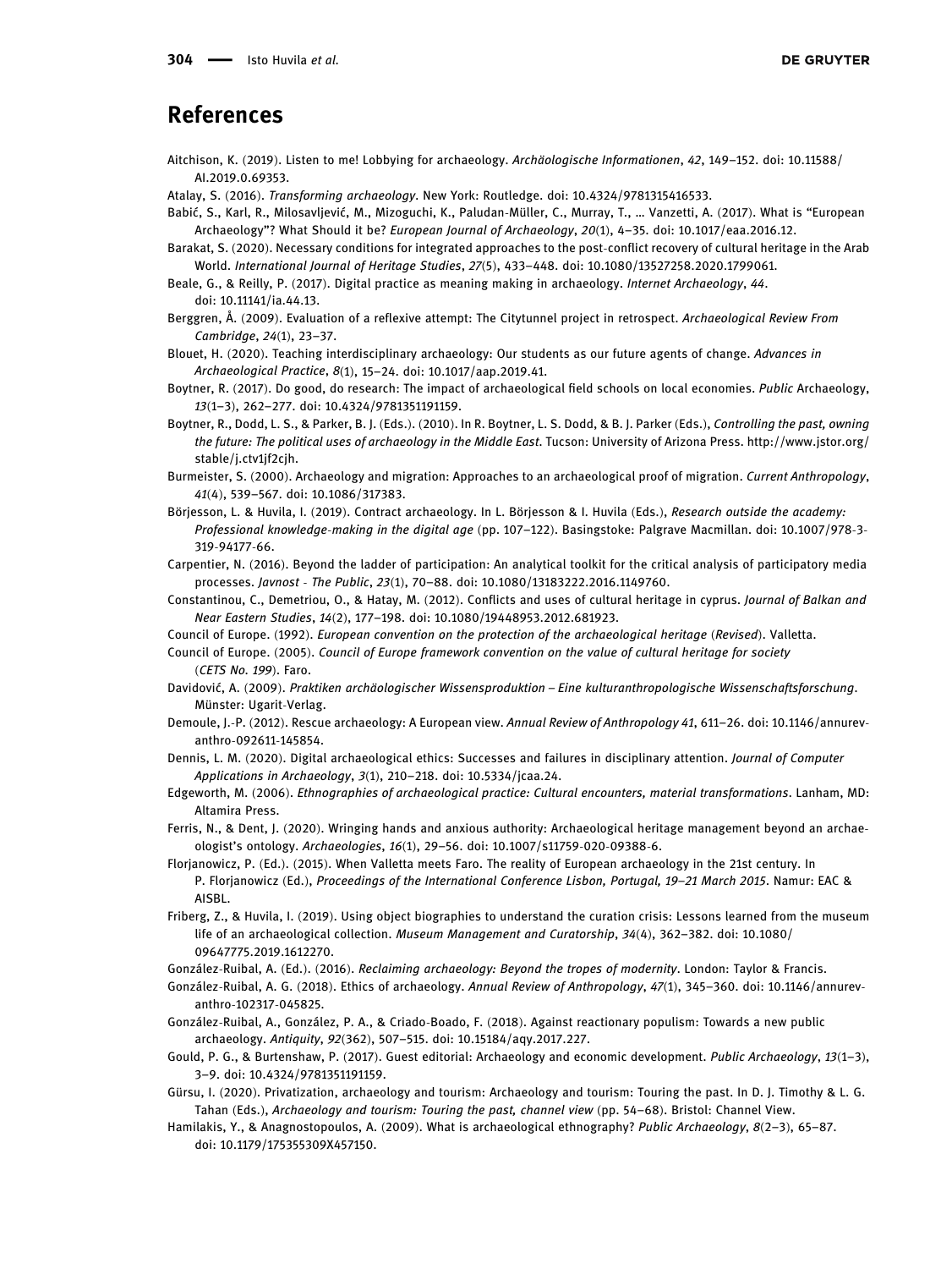# References

Aitchison, K. (2019). Listen to me! Lobbying for archaeology. *Archäologische Informationen*, *42*, 149–152. doi: 10.11588/AI.2019.0.69353.

Atalay, S. (2016). *Transforming archaeology*. New York: Routledge. doi: 10.4324/9781315416533.

Babić, S., Karl, R., Milosavljević, M., Mizoguchi, K., Paludan-Müller, C., Murray, T., … Vanzetti, A. (2017). What is "European Archaeology"? What Should it be? *European Journal of Archaeology*, *20*(1), 4–35. doi: 10.1017/eaa.2016.12.

Barakat, S. (2020). Necessary conditions for integrated approaches to the post-conflict recovery of cultural heritage in the Arab World. *International Journal of Heritage Studies*, *27*(5), 433–448. doi: 10.1080/13527258.2020.1799061.

Beale, G., & Reilly, P. (2017). Digital practice as meaning making in archaeology. *Internet Archaeology*, *44*. doi: 10.11141/ia.44.13.

Berggren, Å. (2009). Evaluation of a reflexive attempt: The Citytunnel project in retrospect. *Archaeological Review From Cambridge*, *24*(1), 23–37.

Blouet, H. (2020). Teaching interdisciplinary archaeology: Our students as our future agents of change. *Advances in Archaeological Practice*, *8*(1), 15–24. doi: 10.1017/aap.2019.41.

Boytner, R. (2017). Do good, do research: The impact of archaeological field schools on local economies. *Public* Archaeology, *13*(1–3), 262–277. doi: 10.4324/9781351191159.

Boytner, R., Dodd, L. S., & Parker, B. J. (Eds.). (2010). In R. Boytner, L. S. Dodd, & B. J. Parker (Eds.), *Controlling the past, owning the future: The political uses of archaeology in the Middle East*. Tucson: University of Arizona Press. http://www.jstor.org/stable/j.ctv1jf2cjh.

Burmeister, S. (2000). Archaeology and migration: Approaches to an archaeological proof of migration. *Current Anthropology*, *41*(4), 539–567. doi: 10.1086/317383.

Börjesson, L. & Huvila, I. (2019). Contract archaeology. In L. Börjesson & I. Huvila (Eds.), *Research outside the academy: Professional knowledge-making in the digital age* (pp. 107–122). Basingstoke: Palgrave Macmillan. doi: 10.1007/978-3-319-94177-66.

Carpentier, N. (2016). Beyond the ladder of participation: An analytical toolkit for the critical analysis of participatory media processes. *Javnost - The Public*, *23*(1), 70–88. doi: 10.1080/13183222.2016.1149760.

Constantinou, C., Demetriou, O., & Hatay, M. (2012). Conflicts and uses of cultural heritage in cyprus. *Journal of Balkan and Near Eastern Studies*, *14*(2), 177–198. doi: 10.1080/19448953.2012.681923.

Council of Europe. (1992). *European convention on the protection of the archaeological heritage* (*Revised*). Valletta.

Council of Europe. (2005). *Council of Europe framework convention on the value of cultural heritage for society* (*CETS No. 199*). Faro.

Davidović, A. (2009). *Praktiken archäologischer Wissensproduktion – Eine kulturanthropologische Wissenschaftsforschung*. Münster: Ugarit-Verlag.

Demoule, J.-P. (2012). Rescue archaeology: A European view. *Annual Review of Anthropology 41*, 611–26. doi: 10.1146/annurev-anthro-092611-145854.

Dennis, L. M. (2020). Digital archaeological ethics: Successes and failures in disciplinary attention. *Journal of Computer Applications in Archaeology*, *3*(1), 210–218. doi: 10.5334/jcaa.24.

Edgeworth, M. (2006). *Ethnographies of archaeological practice: Cultural encounters, material transformations*. Lanham, MD: Altamira Press.

Ferris, N., & Dent, J. (2020). Wringing hands and anxious authority: Archaeological heritage management beyond an archaeologist's ontology. *Archaeologies*, *16*(1), 29–56. doi: 10.1007/s11759-020-09388-6.

Florjanowicz, P. (Ed.). (2015). When Valletta meets Faro. The reality of European archaeology in the 21st century. In P. Florjanowicz (Ed.), *Proceedings of the International Conference Lisbon, Portugal, 19–21 March 2015*. Namur: EAC & AISBL.

Friberg, Z., & Huvila, I. (2019). Using object biographies to understand the curation crisis: Lessons learned from the museum life of an archaeological collection. *Museum Management and Curatorship*, *34*(4), 362–382. doi: 10.1080/09647775.2019.1612270.

González-Ruibal, A. (Ed.). (2016). *Reclaiming archaeology: Beyond the tropes of modernity*. London: Taylor & Francis.

González-Ruibal, A. G. (2018). Ethics of archaeology. *Annual Review of Anthropology*, *47*(1), 345–360. doi: 10.1146/annurev-anthro-102317-045825.

González-Ruibal, A., González, P. A., & Criado-Boado, F. (2018). Against reactionary populism: Towards a new public archaeology. *Antiquity*, *92*(362), 507–515. doi: 10.15184/aqy.2017.227.

Gould, P. G., & Burtenshaw, P. (2017). Guest editorial: Archaeology and economic development. *Public Archaeology*, *13*(1–3), 3–9. doi: 10.4324/9781351191159.

Gürsu, I. (2020). Privatization, archaeology and tourism: Archaeology and tourism: Touring the past. In D. J. Timothy & L. G. Tahan (Eds.), *Archaeology and tourism: Touring the past, channel view* (pp. 54–68). Bristol: Channel View.

Hamilakis, Y., & Anagnostopoulos, A. (2009). What is archaeological ethnography? *Public Archaeology*, *8*(2–3), 65–87. doi: 10.1179/175355309X457150.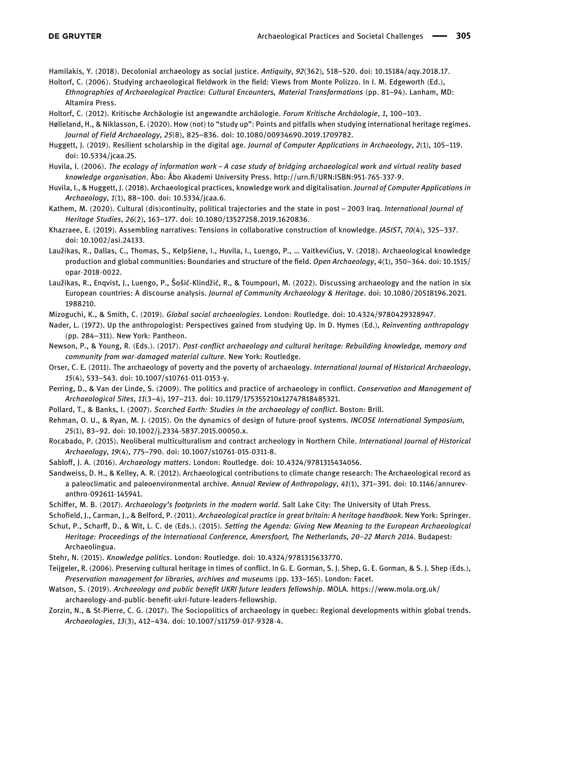Hamilakis, Y. (2018). Decolonial archaeology as social justice. *Antiquity*, *92*(362), 518–520. doi: 10.15184/aqy.2018.17.

Holtorf, C. (2006). Studying archaeological fieldwork in the field: Views from Monte Polizzo. In I. M. Edgeworth (Ed.), *Ethnographies of Archaeological Practice: Cultural Encounters, Material Transformations* (pp. 81–94). Lanham, MD: Altamira Press.

Holtorf, C. (2012). Kritische Archäologie ist angewandte archäologie. *Forum Kritische Archäologie*, *1*, 100–103.

Hølleland, H., & Niklasson, E. (2020). How (not) to "study up": Points and pitfalls when studying international heritage regimes. *Journal of Field Archaeology*, *25*(8), 825–836. doi: 10.1080/00934690.2019.1709782.

Huggett, J. (2019). Resilient scholarship in the digital age. *Journal of Computer Applications in Archaeology*, *2*(1), 105–119. doi: 10.5334/jcaa.25.

Huvila, I. (2006). *The ecology of information work – A case study of bridging archaeological work and virtual reality based knowledge organisation*. Åbo: Åbo Akademi University Press. http://urn.fi/URN:ISBN:951-765-337-9.

Huvila, I., & Huggett, J. (2018). Archaeological practices, knowledge work and digitalisation. *Journal of Computer Applications in Archaeology*, *1*(1), 88–100. doi: 10.5334/jcaa.6.

Kathem, M. (2020). Cultural (dis)continuity, political trajectories and the state in post – 2003 Iraq. *International Journal of Heritage Studies*, *26*(2), 163–177. doi: 10.1080/13527258.2019.1620836.

Khazraee, E. (2019). Assembling narratives: Tensions in collaborative construction of knowledge. *JASIST*, *70*(4), 325–337. doi: 10.1002/asi.24133.

Laužikas, R., Dallas, C., Thomas, S., Kelpšiene, I., Huvila, I., Luengo, P., … Vaitkevičius, V. (2018). Archaeological knowledge production and global communities: Boundaries and structure of the field. *Open Archaeology*, *4*(1), 350–364. doi: 10.1515/opar-2018-0022.

Laužikas, R., Enqvist, J., Luengo, P., Šošić-Klindžić, R., & Toumpouri, M. (2022). Discussing archaeology and the nation in six European countries: A discourse analysis. *Journal of Community Archaeology & Heritage*. doi: 10.1080/20518196.2021.1988210.

Mizoguchi, K., & Smith, C. (2019). *Global social archaeologies*. London: Routledge. doi: 10.4324/9780429328947.

Nader, L. (1972). Up the anthropologist: Perspectives gained from studying Up. In D. Hymes (Ed.), *Reinventing anthropology* (pp. 284–311). New York: Pantheon.

Newson, P., & Young, R. (Eds.). (2017). *Post-conflict archaeology and cultural heritage: Rebuilding knowledge, memory and community from war-damaged material culture*. New York: Routledge.

Orser, C. E. (2011). The archaeology of poverty and the poverty of archaeology. *International Journal of Historical Archaeology*, *15*(4), 533–543. doi: 10.1007/s10761-011-0153-y.

Perring, D., & Van der Linde, S. (2009). The politics and practice of archaeology in conflict. *Conservation and Management of Archaeological Sites*, *11*(3–4), 197–213. doi: 10.1179/175355210x12747818485321.

Pollard, T., & Banks, I. (2007). *Scorched Earth: Studies in the archaeology of conflict*. Boston: Brill.

Rehman, O. U., & Ryan, M. J. (2015). On the dynamics of design of future-proof systems. *INCOSE International Symposium*, *25*(1), 83–92. doi: 10.1002/j.2334-5837.2015.00050.x.

Rocabado, P. (2015). Neoliberal multiculturalism and contract archeology in Northern Chile. *International Journal of Historical Archaeology*, *19*(4), 775–790. doi: 10.1007/s10761-015-0311-8.

Sabloff, J. A. (2016). *Archaeology matters*. London: Routledge. doi: 10.4324/9781315434056.

Sandweiss, D. H., & Kelley, A. R. (2012). Archaeological contributions to climate change research: The Archaeological record as a paleoclimatic and paleoenvironmental archive. *Annual Review of Anthropology*, *41*(1), 371–391. doi: 10.1146/annurev-anthro-092611-145941.

Schiffer, M. B. (2017). *Archaeology's footprints in the modern world*. Salt Lake City: The University of Utah Press.

Schofield, J., Carman, J., & Belford, P. (2011). *Archaeological practice in great britain: A heritage handbook*. New York: Springer.

Schut, P., Scharff, D., & Wit, L. C. de (Eds.). (2015). *Setting the Agenda: Giving New Meaning to the European Archaeological Heritage: Proceedings of the International Conference, Amersfoort, The Netherlands, 20–22 March 2014*. Budapest: Archaeolingua.

Stehr, N. (2015). *Knowledge politics*. London: Routledge. doi: 10.4324/9781315633770.

Teijgeler, R. (2006). Preserving cultural heritage in times of conflict. In G. E. Gorman, S. J. Shep, G. E. Gorman, & S. J. Shep (Eds.), *Preservation management for libraries, archives and museums* (pp. 133–165). London: Facet.

Watson, S. (2019). *Archaeology and public benefit UKRI future leaders fellowship*. MOLA. https://www.mola.org.uk/archaeology-and-public-benefit-ukri-future-leaders-fellowship.

Zorzin, N., & St-Pierre, C. G. (2017). The Sociopolitics of archaeology in quebec: Regional developments within global trends. *Archaeologies*, *13*(3), 412–434. doi: 10.1007/s11759-017-9328-4.